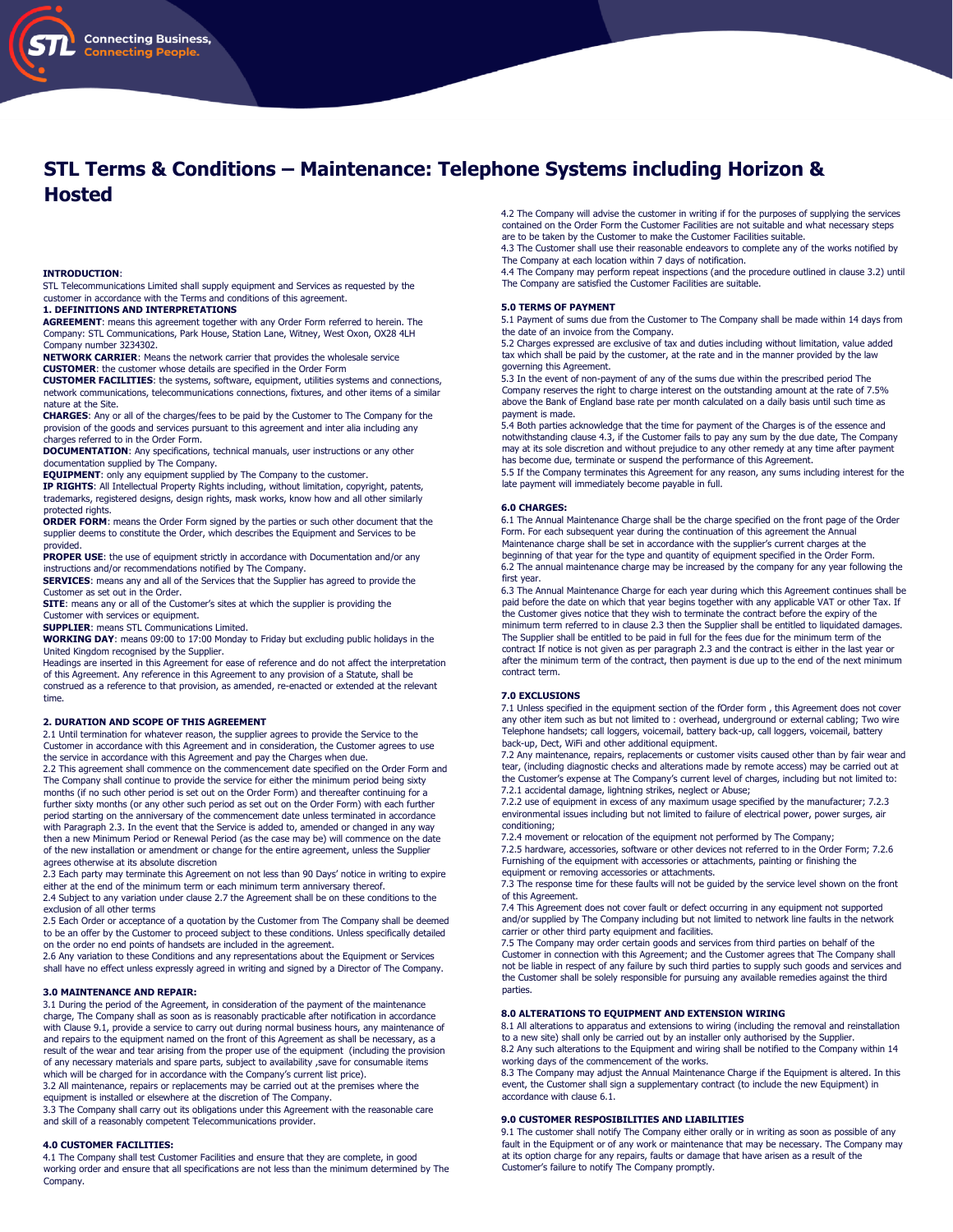# STL Terms & Conditions – Maintenance: Telephone Systems including Horizon & Hosted

**INTRODUCTION**:

STL Telecommunications Limited shall supply equipment and Services as requested by the customer in accordance with the Terms and conditions of this agreement.

**1. DEFINITIONS AND INTERPRETATIONS**

**AGREEMENT**: means this agreement together with any Order Form referred to herein. The Company: STL Communications, Park House, Station Lane, Witney, West Oxon, OX28 4LH Company number 3234302.

**NETWORK CARRIER**: Means the network carrier that provides the wholesale service

**CUSTOMER**: the customer whose details are specified in the Order Form

**CUSTOMER FACILITIES**: the systems, software, equipment, utilities systems and connections, network communications, telecommunications connections, fixtures, and other items of a similar nature at the Site.

**CHARGES**: Any or all of the charges/fees to be paid by the Customer to The Company for the provision of the goods and services pursuant to this agreement and inter alia including any charges referred to in the Order Form.

**DOCUMENTATION**: Any specifications, technical manuals, user instructions or any other documentation supplied by The Company.

**EQUIPMENT**: only any equipment supplied by The Company to the customer.

**IP RIGHTS**: All Intellectual Property Rights including, without limitation, copyright, patents, trademarks, registered designs, design rights, mask works, know how and all other similarly protected rights.

**ORDER FORM**: means the Order Form signed by the parties or such other document that the supplier deems to constitute the Order, which describes the Equipment and Services to be provided.

**PROPER USE**: the use of equipment strictly in accordance with Documentation and/or any instructions and/or recommendations notified by The Company.

**SERVICES**: means any and all of the Services that the Supplier has agreed to provide the Customer as set out in the Order.

**SITE**: means any or all of the Customer's sites at which the supplier is providing the Customer with services or equipment.

**SUPPLIER**: means STL Communications Limited.

**WORKING DAY**: means 09:00 to 17:00 Monday to Friday but excluding public holidays in the United Kingdom recognised by the Supplier.

Headings are inserted in this Agreement for ease of reference and do not affect the interpretation of this Agreement. Any reference in this Agreement to any provision of a Statute, shall be construed as a reference to that provision, as amended, re-enacted or extended at the relevant time.

**2. DURATION AND SCOPE OF THIS AGREEMENT**

2.1 Until termination for whatever reason, the supplier agrees to provide the Service to the Customer in accordance with this Agreement and in consideration, the Customer agrees to use the service in accordance with this Agreement and pay the Charges when due.

2.2 This agreement shall commence on the commencement date specified on the Order Form and The Company shall continue to provide the service for either the minimum period being sixty months (if no such other period is set out on the Order Form) and thereafter continuing for a further sixty months (or any other such period as set out on the Order Form) with each further period starting on the anniversary of the commencement date unless terminated in accordance with Paragraph 2.3. In the event that the Service is added to, amended or changed in any way then a new Minimum Period or Renewal Period (as the case may be) will commence on the date of the new installation or amendment or change for the entire agreement, unless the Supplier agrees otherwise at its absolute discretion

2.3 Each party may terminate this Agreement on not less than 90 Days' notice in writing to expire either at the end of the minimum term or each minimum term anniversary thereof.

2.4 Subject to any variation under clause 2.7 the Agreement shall be on these conditions to the exclusion of all other terms

2.5 Each Order or acceptance of a quotation by the Customer from The Company shall be deemed to be an offer by the Customer to proceed subject to these conditions. Unless specifically detailed on the order no end points of handsets are included in the agreement.

2.6 Any variation to these Conditions and any representations about the Equipment or Services shall have no effect unless expressly agreed in writing and signed by a Director of The Company.

**3.0 MAINTENANCE AND REPAIR:**

3.1 During the period of the Agreement, in consideration of the payment of the maintenance charge, The Company shall as soon as is reasonably practicable after notification in accordance with Clause 9.1, provide a service to carry out during normal business hours, any maintenance of and repairs to the equipment named on the front of this Agreement as shall be necessary, as a result of the wear and tear arising from the proper use of the equipment (including the provision of any necessary materials and spare parts, subject to availability ,save for consumable items which will be charged for in accordance with the Company's current list price).

3.2 All maintenance, repairs or replacements may be carried out at the premises where the equipment is installed or elsewhere at the discretion of The Company.

3.3 The Company shall carry out its obligations under this Agreement with the reasonable care and skill of a reasonably competent Telecommunications provider.

**4.0 CUSTOMER FACILITIES:**

4.1 The Company shall test Customer Facilities and ensure that they are complete, in good working order and ensure that all specifications are not less than the minimum determined by The Company.

4.2 The Company will advise the customer in writing if for the purposes of supplying the services contained on the Order Form the Customer Facilities are not suitable and what necessary steps are to be taken by the Customer to make the Customer Facilities suitable.

4.3 The Customer shall use their reasonable endeavors to complete any of the works notified by The Company at each location within 7 days of notification.

4.4 The Company may perform repeat inspections (and the procedure outlined in clause 3.2) until The Company are satisfied the Customer Facilities are suitable.

**5.0 TERMS OF PAYMENT**

5.1 Payment of sums due from the Customer to The Company shall be made within 14 days from the date of an invoice from the Company.

5.2 Charges expressed are exclusive of tax and duties including without limitation, value added tax which shall be paid by the customer, at the rate and in the manner provided by the law governing this Agreement.

5.3 In the event of non-payment of any of the sums due within the prescribed period The Company reserves the right to charge interest on the outstanding amount at the rate of 7.5% above the Bank of England base rate per month calculated on a daily basis until such time as payment is made.

5.4 Both parties acknowledge that the time for payment of the Charges is of the essence and notwithstanding clause 4.3, if the Customer fails to pay any sum by the due date, The Company may at its sole discretion and without prejudice to any other remedy at any time after payment has become due, terminate or suspend the performance of this Agreement.

5.5 If the Company terminates this Agreement for any reason, any sums including interest for the late payment will immediately become payable in full.

**6.0 CHARGES:**

6.1 The Annual Maintenance Charge shall be the charge specified on the front page of the Order Form. For each subsequent year during the continuation of this agreement the Annual Maintenance charge shall be set in accordance with the supplier's current charges at the beginning of that year for the type and quantity of equipment specified in the Order Form.

6.2 The annual maintenance charge may be increased by the company for any year following the first year.

6.3 The Annual Maintenance Charge for each year during which this Agreement continues shall be paid before the date on which that year begins together with any applicable VAT or other Tax. If the Customer gives notice that they wish to terminate the contract before the expiry of the minimum term referred to in clause 2.3 then the Supplier shall be entitled to liquidated damages. The Supplier shall be entitled to be paid in full for the fees due for the minimum term of the contract If notice is not given as per paragraph 2.3 and the contract is either in the last year or after the minimum term of the contract, then payment is due up to the end of the next minimum contract term.

**7.0 EXCLUSIONS**

7.1 Unless specified in the equipment section of the fOrder form , this Agreement does not cover any other item such as but not limited to : overhead, underground or external cabling; Two wire Telephone handsets; call loggers, voicemail, battery back-up, call loggers, voicemail, battery back-up, Dect, WiFi and other additional equipment.

7.2 Any maintenance, repairs, replacements or customer visits caused other than by fair wear and tear, (including diagnostic checks and alterations made by remote access) may be carried out at the Customer's expense at The Company's current level of charges, including but not limited to:

7.2.1 accidental damage, lightning strikes, neglect or Abuse;

7.2.2 use of equipment in excess of any maximum usage specified by the manufacturer; 7.2.3 environmental issues including but not limited to failure of electrical power, power surges, air conditioning;

7.2.4 movement or relocation of the equipment not performed by The Company;

7.2.5 hardware, accessories, software or other devices not referred to in the Order Form; 7.2.6 Furnishing of the equipment with accessories or attachments, painting or finishing the equipment or removing accessories or attachments.

7.3 The response time for these faults will not be guided by the service level shown on the front of this Agreement.

7.4 This Agreement does not cover fault or defect occurring in any equipment not supported and/or supplied by The Company including but not limited to network line faults in the network carrier or other third party equipment and facilities.

7.5 The Company may order certain goods and services from third parties on behalf of the Customer in connection with this Agreement; and the Customer agrees that The Company shall not be liable in respect of any failure by such third parties to supply such goods and services and the Customer shall be solely responsible for pursuing any available remedies against the third parties.

**8.0 ALTERATIONS TO EQUIPMENT AND EXTENSION WIRING**

8.1 All alterations to apparatus and extensions to wiring (including the removal and reinstallation to a new site) shall only be carried out by an installer only authorised by the Supplier.

8.2 Any such alterations to the Equipment and wiring shall be notified to the Company within 14 working days of the commencement of the works.

8.3 The Company may adjust the Annual Maintenance Charge if the Equipment is altered. In this event, the Customer shall sign a supplementary contract (to include the new Equipment) in accordance with clause 6.1.

**9.0 CUSTOMER RESPOSIBILITIES AND LIABILITIES**

9.1 The customer shall notify The Company either orally or in writing as soon as possible of any fault in the Equipment or of any work or maintenance that may be necessary. The Company may at its option charge for any repairs, faults or damage that have arisen as a result of the Customer's failure to notify The Company promptly.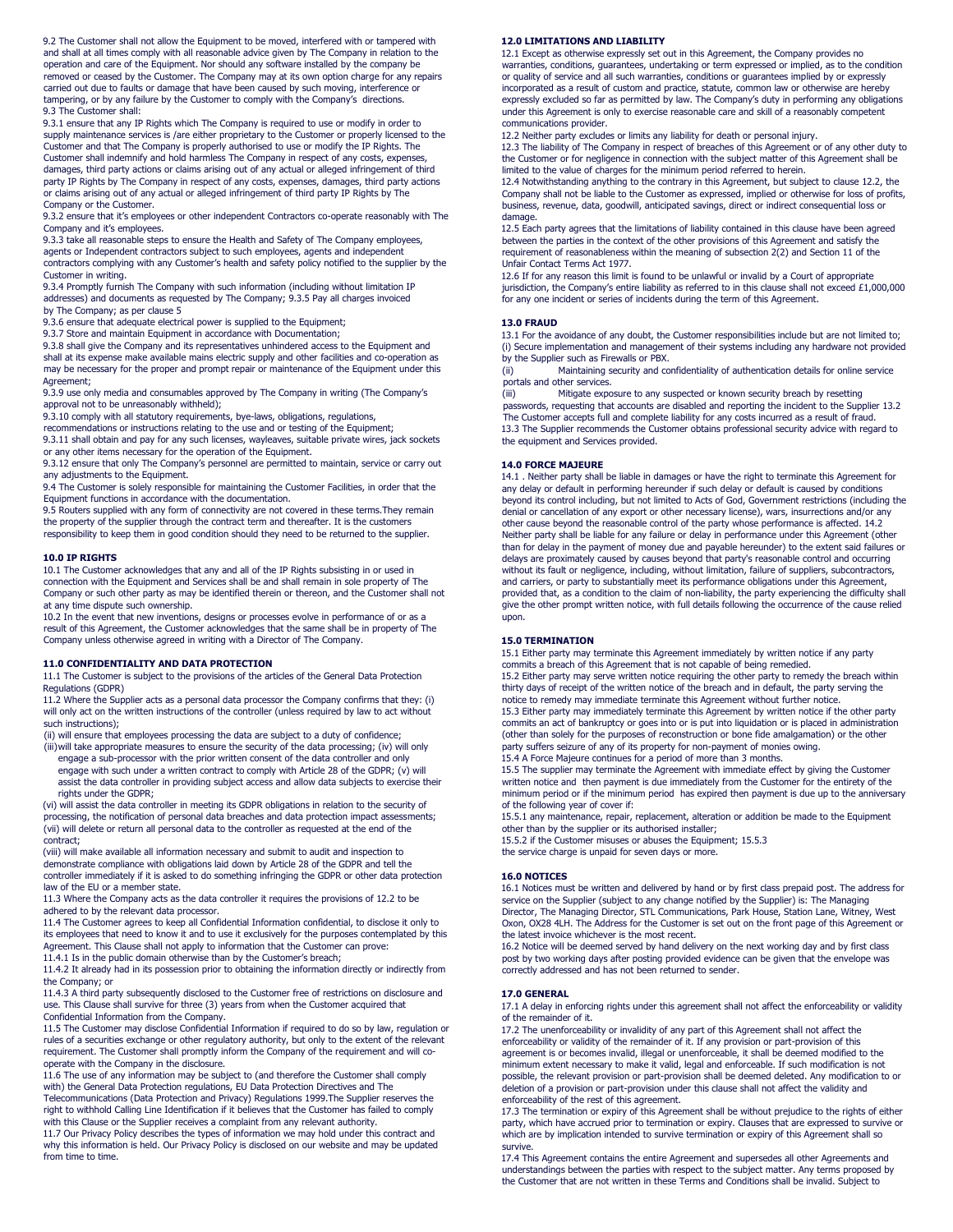9.2 The Customer shall not allow the Equipment to be moved, interfered with or tampered with and shall at all times comply with all reasonable advice given by The Company in relation to the operation and care of the Equipment. Nor should any software installed by the company be removed or ceased by the Customer. The Company may at its own option charge for any repairs carried out due to faults or damage that have been caused by such moving, interference or tampering, or by any failure by the Customer to comply with the Company's directions.

9.3 The Customer shall:

9.3.1 ensure that any IP Rights which The Company is required to use or modify in order to supply maintenance services is /are either proprietary to the Customer or properly licensed to the Customer and that The Company is properly authorised to use or modify the IP Rights. The Customer shall indemnify and hold harmless The Company in respect of any costs, expenses, damages, third party actions or claims arising out of any actual or alleged infringement of third party IP Rights by The Company in respect of any costs, expenses, damages, third party actions or claims arising out of any actual or alleged infringement of third party IP Rights by The Company or the Customer.

9.3.2 ensure that it's employees or other independent Contractors co-operate reasonably with The Company and it's employees.

9.3.3 take all reasonable steps to ensure the Health and Safety of The Company employees, agents or Independent contractors subject to such employees, agents and independent contractors complying with any Customer's health and safety policy notified to the supplier by the Customer in writing.

9.3.4 Promptly furnish The Company with such information (including without limitation IP addresses) and documents as requested by The Company; 9.3.5 Pay all charges invoiced by The Company; as per clause 5

9.3.6 ensure that adequate electrical power is supplied to the Equipment;

9.3.7 Store and maintain Equipment in accordance with Documentation;

9.3.8 shall give the Company and its representatives unhindered access to the Equipment and shall at its expense make available mains electric supply and other facilities and co-operation as may be necessary for the proper and prompt repair or maintenance of the Equipment under this Agreement;

9.3.9 use only media and consumables approved by The Company in writing (The Company's approval not to be unreasonably withheld);

9.3.10 comply with all statutory requirements, bye-laws, obligations, regulations, recommendations or instructions relating to the use and or testing of the Equipment;

9.3.11 shall obtain and pay for any such licenses, wayleaves, suitable private wires, jack sockets or any other items necessary for the operation of the Equipment.

9.3.12 ensure that only The Company's personnel are permitted to maintain, service or carry out any adjustments to the Equipment.

9.4 The Customer is solely responsible for maintaining the Customer Facilities, in order that the Equipment functions in accordance with the documentation.

9.5 Routers supplied with any form of connectivity are not covered in these terms.They remain the property of the supplier through the contract term and thereafter. It is the customers responsibility to keep them in good condition should they need to be returned to the supplier.

## 10.0 IP RIGHTS

10.1 The Customer acknowledges that any and all of the IP Rights subsisting in or used in connection with the Equipment and Services shall be and shall remain in sole property of The Company or such other party as may be identified therein or thereon, and the Customer shall not at any time dispute such ownership.

10.2 In the event that new inventions, designs or processes evolve in performance of or as a result of this Agreement, the Customer acknowledges that the same shall be in property of The Company unless otherwise agreed in writing with a Director of The Company.

## 11.0 CONFIDENTIALITY AND DATA PROTECTION

11.1 The Customer is subject to the provisions of the articles of the General Data Protection Regulations (GDPR)

11.2 Where the Supplier acts as a personal data processor the Company confirms that they: (i) will only act on the written instructions of the controller (unless required by law to act without such instructions);

(ii) will ensure that employees processing the data are subject to a duty of confidence;

(iii)will take appropriate measures to ensure the security of the data processing; (iv) will only engage a sub-processor with the prior written consent of the data controller and only engage with such under a written contract to comply with Article 28 of the GDPR; (v) will assist the data controller in providing subject access and allow data subjects to exercise their rights under the GDPR;

(vi) will assist the data controller in meeting its GDPR obligations in relation to the security of processing, the notification of personal data breaches and data protection impact assessments; (vii) will delete or return all personal data to the controller as requested at the end of the contract;

(viii) will make available all information necessary and submit to audit and inspection to demonstrate compliance with obligations laid down by Article 28 of the GDPR and tell the controller immediately if it is asked to do something infringing the GDPR or other data protection law of the EU or a member state.

11.3 Where the Company acts as the data controller it requires the provisions of 12.2 to be adhered to by the relevant data processor.

11.4 The Customer agrees to keep all Confidential Information confidential, to disclose it only to its employees that need to know it and to use it exclusively for the purposes contemplated by this Agreement. This Clause shall not apply to information that the Customer can prove:

11.4.1 Is in the public domain otherwise than by the Customer's breach;

11.4.2 It already had in its possession prior to obtaining the information directly or indirectly from the Company; or

11.4.3 A third party subsequently disclosed to the Customer free of restrictions on disclosure and use. This Clause shall survive for three (3) years from when the Customer acquired that Confidential Information from the Company.

11.5 The Customer may disclose Confidential Information if required to do so by law, regulation or rules of a securities exchange or other regulatory authority, but only to the extent of the relevant requirement. The Customer shall promptly inform the Company of the requirement and will co-operate with the Company in the disclosure.

11.6 The use of any information may be subject to (and therefore the Customer shall comply with) the General Data Protection regulations, EU Data Protection Directives and The Telecommunications (Data Protection and Privacy) Regulations 1999.The Supplier reserves the right to withhold Calling Line Identification if it believes that the Customer has failed to comply with this Clause or the Supplier receives a complaint from any relevant authority.

11.7 Our Privacy Policy describes the types of information we may hold under this contract and why this information is held. Our Privacy Policy is disclosed on our website and may be updated from time to time.

## 12.0 LIMITATIONS AND LIABILITY

12.1 Except as otherwise expressly set out in this Agreement, the Company provides no warranties, conditions, guarantees, undertaking or term expressed or implied, as to the condition or quality of service and all such warranties, conditions or guarantees implied by or expressly incorporated as a result of custom and practice, statute, common law or otherwise are hereby expressly excluded so far as permitted by law. The Company's duty in performing any obligations under this Agreement is only to exercise reasonable care and skill of a reasonably competent communications provider.

12.2 Neither party excludes or limits any liability for death or personal injury.

12.3 The liability of The Company in respect of breaches of this Agreement or of any other duty to the Customer or for negligence in connection with the subject matter of this Agreement shall be limited to the value of charges for the minimum period referred to herein.

12.4 Notwithstanding anything to the contrary in this Agreement, but subject to clause 12.2, the Company shall not be liable to the Customer as expressed, implied or otherwise for loss of profits, business, revenue, data, goodwill, anticipated savings, direct or indirect consequential loss or damage.

12.5 Each party agrees that the limitations of liability contained in this clause have been agreed between the parties in the context of the other provisions of this Agreement and satisfy the requirement of reasonableness within the meaning of subsection 2(2) and Section 11 of the Unfair Contact Terms Act 1977.

12.6 If for any reason this limit is found to be unlawful or invalid by a Court of appropriate jurisdiction, the Company's entire liability as referred to in this clause shall not exceed £1,000,000 for any one incident or series of incidents during the term of this Agreement.

## 13.0 FRAUD

13.1 For the avoidance of any doubt, the Customer responsibilities include but are not limited to; (i) Secure implementation and management of their systems including any hardware not provided by the Supplier such as Firewalls or PBX.

(ii) Maintaining security and confidentiality of authentication details for online service portals and other services.

(iii) Mitigate exposure to any suspected or known security breach by resetting passwords, requesting that accounts are disabled and reporting the incident to the Supplier 13.2 The Customer accepts full and complete liability for any costs incurred as a result of fraud.

13.3 The Supplier recommends the Customer obtains professional security advice with regard to the equipment and Services provided.

## 14.0 FORCE MAJEURE

14.1 . Neither party shall be liable in damages or have the right to terminate this Agreement for any delay or default in performing hereunder if such delay or default is caused by conditions beyond its control including, but not limited to Acts of God, Government restrictions (including the denial or cancellation of any export or other necessary license), wars, insurrections and/or any other cause beyond the reasonable control of the party whose performance is affected. 14.2 Neither party shall be liable for any failure or delay in performance under this Agreement (other than for delay in the payment of money due and payable hereunder) to the extent said failures or delays are proximately caused by causes beyond that party's reasonable control and occurring without its fault or negligence, including, without limitation, failure of suppliers, subcontractors, and carriers, or party to substantially meet its performance obligations under this Agreement, provided that, as a condition to the claim of non-liability, the party experiencing the difficulty shall give the other prompt written notice, with full details following the occurrence of the cause relied upon.

## 15.0 TERMINATION

15.1 Either party may terminate this Agreement immediately by written notice if any party commits a breach of this Agreement that is not capable of being remedied.

15.2 Either party may serve written notice requiring the other party to remedy the breach within thirty days of receipt of the written notice of the breach and in default, the party serving the notice to remedy may immediate terminate this Agreement without further notice.

15.3 Either party may immediately terminate this Agreement by written notice if the other party commits an act of bankruptcy or goes into or is put into liquidation or is placed in administration (other than solely for the purposes of reconstruction or bone fide amalgamation) or the other party suffers seizure of any of its property for non-payment of monies owing.

15.4 A Force Majeure continues for a period of more than 3 months.

15.5 The supplier may terminate the Agreement with immediate effect by giving the Customer written notice and then payment is due immediately from the Customer for the entirety of the minimum period or if the minimum period has expired then payment is due up to the anniversary of the following year of cover if:

15.5.1 any maintenance, repair, replacement, alteration or addition be made to the Equipment other than by the supplier or its authorised installer;

15.5.2 if the Customer misuses or abuses the Equipment; 15.5.3 the service charge is unpaid for seven days or more.

## 16.0 NOTICES

16.1 Notices must be written and delivered by hand or by first class prepaid post. The address for service on the Supplier (subject to any change notified by the Supplier) is: The Managing Director, The Managing Director, STL Communications, Park House, Station Lane, Witney, West Oxon, OX28 4LH. The Address for the Customer is set out on the front page of this Agreement or the latest invoice whichever is the most recent.

16.2 Notice will be deemed served by hand delivery on the next working day and by first class post by two working days after posting provided evidence can be given that the envelope was correctly addressed and has not been returned to sender.

## 17.0 GENERAL

17.1 A delay in enforcing rights under this agreement shall not affect the enforceability or validity of the remainder of it.

17.2 The unenforceability or invalidity of any part of this Agreement shall not affect the enforceability or validity of the remainder of it. If any provision or part-provision of this agreement is or becomes invalid, illegal or unenforceable, it shall be deemed modified to the minimum extent necessary to make it valid, legal and enforceable. If such modification is not possible, the relevant provision or part-provision shall be deemed deleted. Any modification to or deletion of a provision or part-provision under this clause shall not affect the validity and enforceability of the rest of this agreement.

17.3 The termination or expiry of this Agreement shall be without prejudice to the rights of either party, which have accrued prior to termination or expiry. Clauses that are expressed to survive or which are by implication intended to survive termination or expiry of this Agreement shall so survive.

17.4 This Agreement contains the entire Agreement and supersedes all other Agreements and understandings between the parties with respect to the subject matter. Any terms proposed by the Customer that are not written in these Terms and Conditions shall be invalid. Subject to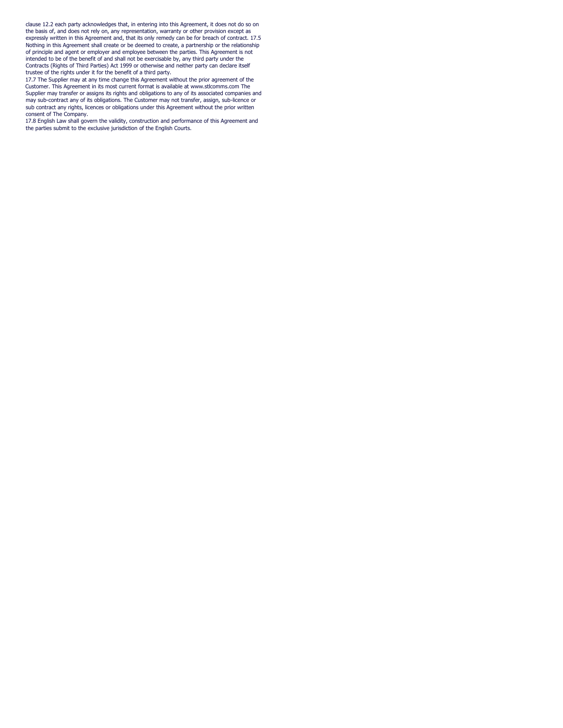clause 12.2 each party acknowledges that, in entering into this Agreement, it does not do so on the basis of, and does not rely on, any representation, warranty or other provision except as expressly written in this Agreement and, that its only remedy can be for breach of contract. 17.5 Nothing in this Agreement shall create or be deemed to create, a partnership or the relationship of principle and agent or employer and employee between the parties. This Agreement is not intended to be of the benefit of and shall not be exercisable by, any third party under the Contracts (Rights of Third Parties) Act 1999 or otherwise and neither party can declare itself trustee of the rights under it for the benefit of a third party.

17.7 The Supplier may at any time change this Agreement without the prior agreement of the Customer. This Agreement in its most current format is available at www.stlcomms.com The Supplier may transfer or assigns its rights and obligations to any of its associated companies and may sub-contract any of its obligations. The Customer may not transfer, assign, sub-licence or sub contract any rights, licences or obligations under this Agreement without the prior written consent of The Company.

17.8 English Law shall govern the validity, construction and performance of this Agreement and the parties submit to the exclusive jurisdiction of the English Courts.